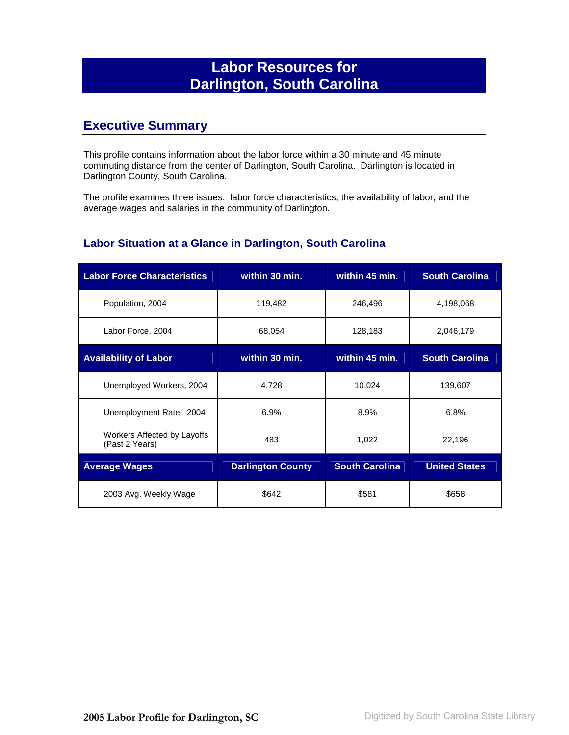# Labor Resources for Darlington, South Carolina

## Executive Summary

This profile contains information about the labor force within a 30 minute and 45 minute commuting distance from the center of Darlington, South Carolina. Darlington is located in Darlington County, South Carolina.

The profile examines three issues: labor force characteristics, the availability of labor, and the average wages and salaries in the community of Darlington.

### Labor Situation at a Glance in Darlington, South Carolina

| Labor Force Characteristics | within 30 min. | within 45 min. | South Carolina |
|---|---|---|---|
| Population, 2004 | 119,482 | 246,496 | 4,198,068 |
| Labor Force, 2004 | 68,054 | 128,183 | 2,046,179 |
| **Availability of Labor** | **within 30 min.** | **within 45 min.** | **South Carolina** |
| Unemployed Workers, 2004 | 4,728 | 10,024 | 139,607 |
| Unemployment Rate, 2004 | 6.9% | 8.9% | 6.8% |
| Workers Affected by Layoffs (Past 2 Years) | 483 | 1,022 | 22,196 |
| **Average Wages** | **Darlington County** | **South Carolina** | **United States** |
| 2003 Avg. Weekly Wage | $642 | $581 | $658 |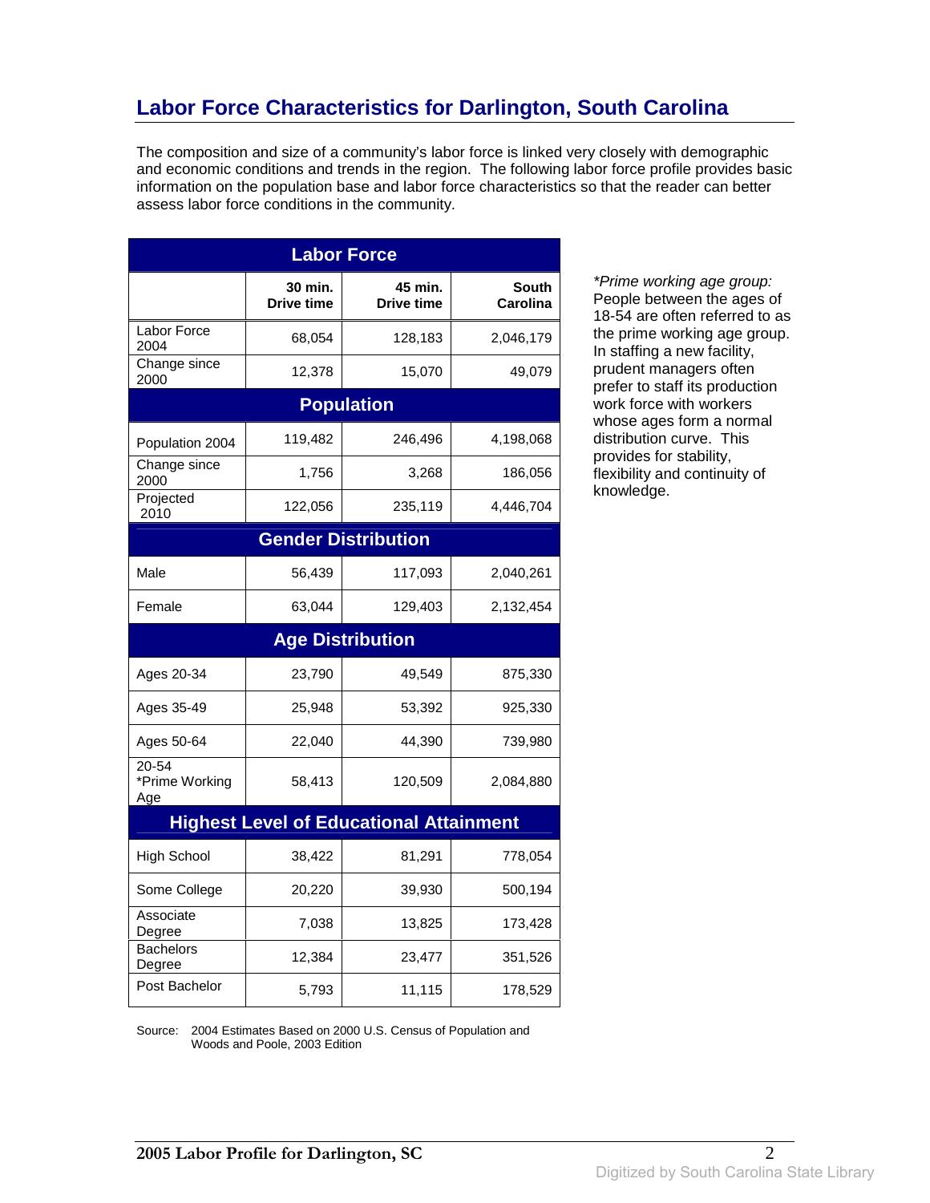# Labor Force Characteristics for Darlington, South Carolina

The composition and size of a community's labor force is linked very closely with demographic and economic conditions and trends in the region. The following labor force profile provides basic information on the population base and labor force characteristics so that the reader can better assess labor force conditions in the community.

| Labor Force | | | |
|---|---|---|---|
| | 30 min. Drive time | 45 min. Drive time | South Carolina |
| Labor Force 2004 | 68,054 | 128,183 | 2,046,179 |
| Change since 2000 | 12,378 | 15,070 | 49,079 |
| **Population** | | | |
| Population 2004 | 119,482 | 246,496 | 4,198,068 |
| Change since 2000 | 1,756 | 3,268 | 186,056 |
| Projected 2010 | 122,056 | 235,119 | 4,446,704 |
| **Gender Distribution** | | | |
| Male | 56,439 | 117,093 | 2,040,261 |
| Female | 63,044 | 129,403 | 2,132,454 |
| **Age Distribution** | | | |
| Ages 20-34 | 23,790 | 49,549 | 875,330 |
| Ages 35-49 | 25,948 | 53,392 | 925,330 |
| Ages 50-64 | 22,040 | 44,390 | 739,980 |
| 20-54 *Prime Working Age | 58,413 | 120,509 | 2,084,880 |
| **Highest Level of Educational Attainment** | | | |
| High School | 38,422 | 81,291 | 778,054 |
| Some College | 20,220 | 39,930 | 500,194 |
| Associate Degree | 7,038 | 13,825 | 173,428 |
| Bachelors Degree | 12,384 | 23,477 | 351,526 |
| Post Bachelor | 5,793 | 11,115 | 178,529 |

Source: 2004 Estimates Based on 2000 U.S. Census of Population and Woods and Poole, 2003 Edition

*\*Prime working age group:* People between the ages of 18-54 are often referred to as the prime working age group. In staffing a new facility, prudent managers often prefer to staff its production work force with workers whose ages form a normal distribution curve. This provides for stability, flexibility and continuity of knowledge.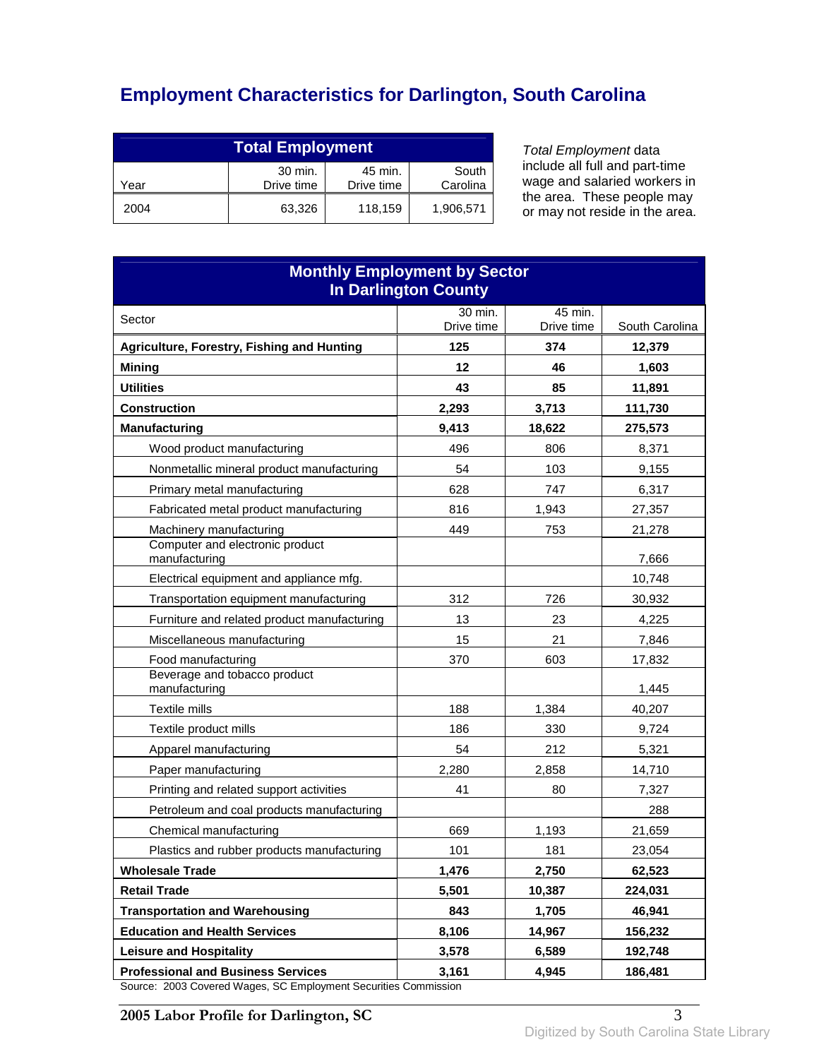# Employment Characteristics for Darlington, South Carolina

| Total Employment | | | |
|---|---|---|---|
| Year | 30 min. Drive time | 45 min. Drive time | South Carolina |
| 2004 | 63,326 | 118,159 | 1,906,571 |

*Total Employment* data include all full and part-time wage and salaried workers in the area. These people may or may not reside in the area.

| Monthly Employment by Sector In Darlington County | | | |
|---|---|---|---|
| Sector | 30 min. Drive time | 45 min. Drive time | South Carolina |
| **Agriculture, Forestry, Fishing and Hunting** | **125** | **374** | **12,379** |
| **Mining** | **12** | **46** | **1,603** |
| **Utilities** | **43** | **85** | **11,891** |
| **Construction** | **2,293** | **3,713** | **111,730** |
| **Manufacturing** | **9,413** | **18,622** | **275,573** |
| Wood product manufacturing | 496 | 806 | 8,371 |
| Nonmetallic mineral product manufacturing | 54 | 103 | 9,155 |
| Primary metal manufacturing | 628 | 747 | 6,317 |
| Fabricated metal product manufacturing | 816 | 1,943 | 27,357 |
| Machinery manufacturing | 449 | 753 | 21,278 |
| Computer and electronic product manufacturing | | | 7,666 |
| Electrical equipment and appliance mfg. | | | 10,748 |
| Transportation equipment manufacturing | 312 | 726 | 30,932 |
| Furniture and related product manufacturing | 13 | 23 | 4,225 |
| Miscellaneous manufacturing | 15 | 21 | 7,846 |
| Food manufacturing | 370 | 603 | 17,832 |
| Beverage and tobacco product manufacturing | | | 1,445 |
| Textile mills | 188 | 1,384 | 40,207 |
| Textile product mills | 186 | 330 | 9,724 |
| Apparel manufacturing | 54 | 212 | 5,321 |
| Paper manufacturing | 2,280 | 2,858 | 14,710 |
| Printing and related support activities | 41 | 80 | 7,327 |
| Petroleum and coal products manufacturing | | | 288 |
| Chemical manufacturing | 669 | 1,193 | 21,659 |
| Plastics and rubber products manufacturing | 101 | 181 | 23,054 |
| **Wholesale Trade** | **1,476** | **2,750** | **62,523** |
| **Retail Trade** | **5,501** | **10,387** | **224,031** |
| **Transportation and Warehousing** | **843** | **1,705** | **46,941** |
| **Education and Health Services** | **8,106** | **14,967** | **156,232** |
| **Leisure and Hospitality** | **3,578** | **6,589** | **192,748** |
| **Professional and Business Services** | **3,161** | **4,945** | **186,481** |

Source: 2003 Covered Wages, SC Employment Securities Commission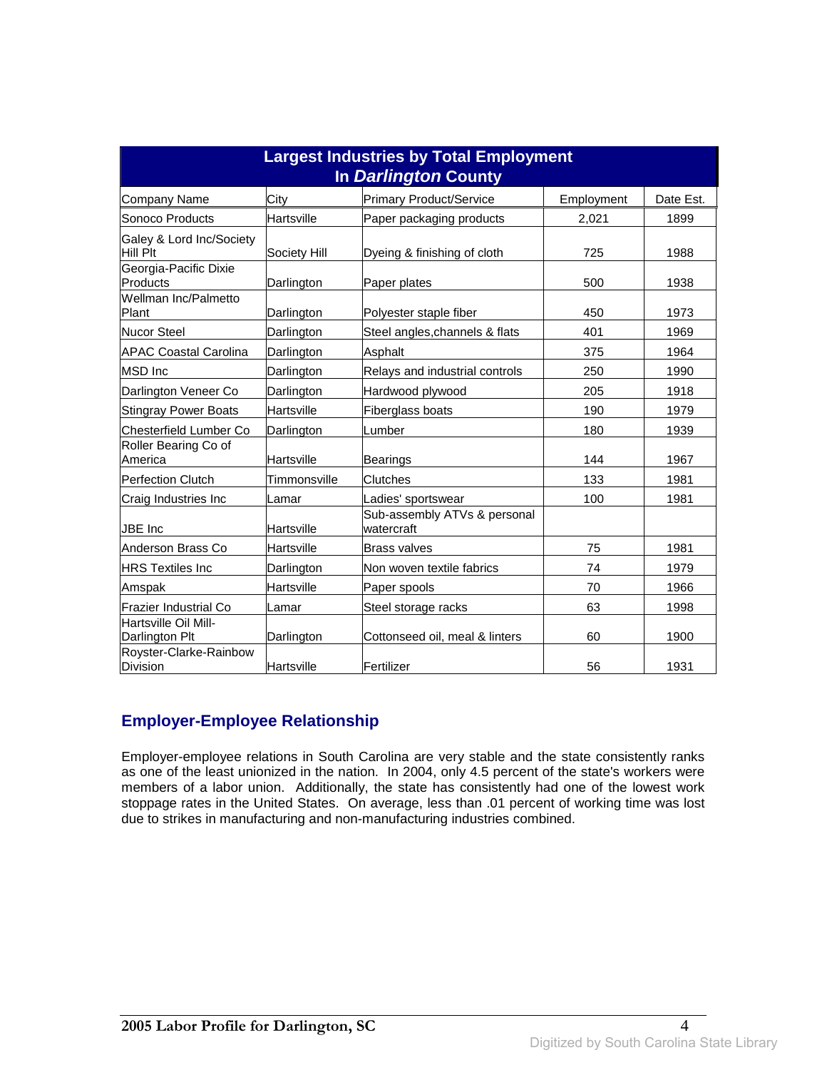## Largest Industries by Total Employment In *Darlington* County

| Company Name | City | Primary Product/Service | Employment | Date Est. |
|---|---|---|---|---|
| Sonoco Products | Hartsville | Paper packaging products | 2,021 | 1899 |
| Galey & Lord Inc/Society Hill Plt | Society Hill | Dyeing & finishing of cloth | 725 | 1988 |
| Georgia-Pacific Dixie Products | Darlington | Paper plates | 500 | 1938 |
| Wellman Inc/Palmetto Plant | Darlington | Polyester staple fiber | 450 | 1973 |
| Nucor Steel | Darlington | Steel angles,channels & flats | 401 | 1969 |
| APAC Coastal Carolina | Darlington | Asphalt | 375 | 1964 |
| MSD Inc | Darlington | Relays and industrial controls | 250 | 1990 |
| Darlington Veneer Co | Darlington | Hardwood plywood | 205 | 1918 |
| Stingray Power Boats | Hartsville | Fiberglass boats | 190 | 1979 |
| Chesterfield Lumber Co | Darlington | Lumber | 180 | 1939 |
| Roller Bearing Co of America | Hartsville | Bearings | 144 | 1967 |
| Perfection Clutch | Timmonsville | Clutches | 133 | 1981 |
| Craig Industries Inc | Lamar | Ladies' sportswear | 100 | 1981 |
| JBE Inc | Hartsville | Sub-assembly ATVs & personal watercraft | | |
| Anderson Brass Co | Hartsville | Brass valves | 75 | 1981 |
| HRS Textiles Inc | Darlington | Non woven textile fabrics | 74 | 1979 |
| Amspak | Hartsville | Paper spools | 70 | 1966 |
| Frazier Industrial Co | Lamar | Steel storage racks | 63 | 1998 |
| Hartsville Oil Mill-Darlington Plt | Darlington | Cottonseed oil, meal & linters | 60 | 1900 |
| Royster-Clarke-Rainbow Division | Hartsville | Fertilizer | 56 | 1931 |

## Employer-Employee Relationship

Employer-employee relations in South Carolina are very stable and the state consistently ranks as one of the least unionized in the nation. In 2004, only 4.5 percent of the state's workers were members of a labor union. Additionally, the state has consistently had one of the lowest work stoppage rates in the United States. On average, less than .01 percent of working time was lost due to strikes in manufacturing and non-manufacturing industries combined.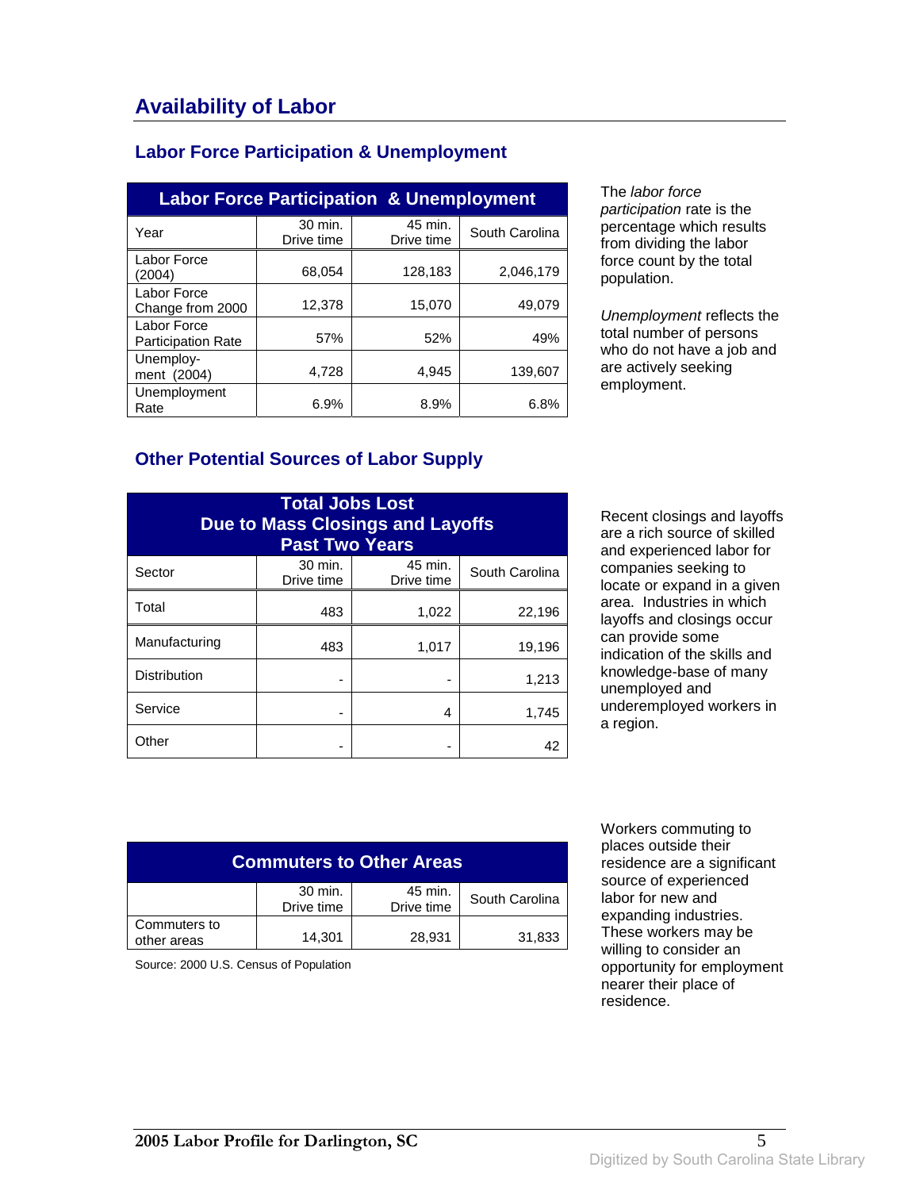# Availability of Labor

## Labor Force Participation & Unemployment

| Labor Force Participation & Unemployment | | | |
|---|---|---|---|
| Year | 30 min. Drive time | 45 min. Drive time | South Carolina |
| Labor Force (2004) | 68,054 | 128,183 | 2,046,179 |
| Labor Force Change from 2000 | 12,378 | 15,070 | 49,079 |
| Labor Force Participation Rate | 57% | 52% | 49% |
| Unemploy-ment (2004) | 4,728 | 4,945 | 139,607 |
| Unemployment Rate | 6.9% | 8.9% | 6.8% |

The *labor force participation* rate is the percentage which results from dividing the labor force count by the total population.

*Unemployment* reflects the total number of persons who do not have a job and are actively seeking employment.

## Other Potential Sources of Labor Supply

| Total Jobs Lost Due to Mass Closings and Layoffs Past Two Years | | | |
|---|---|---|---|
| Sector | 30 min. Drive time | 45 min. Drive time | South Carolina |
| Total | 483 | 1,022 | 22,196 |
| Manufacturing | 483 | 1,017 | 19,196 |
| Distribution | - | - | 1,213 |
| Service | - | 4 | 1,745 |
| Other | - | - | 42 |

Recent closings and layoffs are a rich source of skilled and experienced labor for companies seeking to locate or expand in a given area. Industries in which layoffs and closings occur can provide some indication of the skills and knowledge-base of many unemployed and underemployed workers in a region.

| Commuters to Other Areas | | | |
|---|---|---|---|
| | 30 min. Drive time | 45 min. Drive time | South Carolina |
| Commuters to other areas | 14,301 | 28,931 | 31,833 |

Source: 2000 U.S. Census of Population

Workers commuting to places outside their residence are a significant source of experienced labor for new and expanding industries. These workers may be willing to consider an opportunity for employment nearer their place of residence.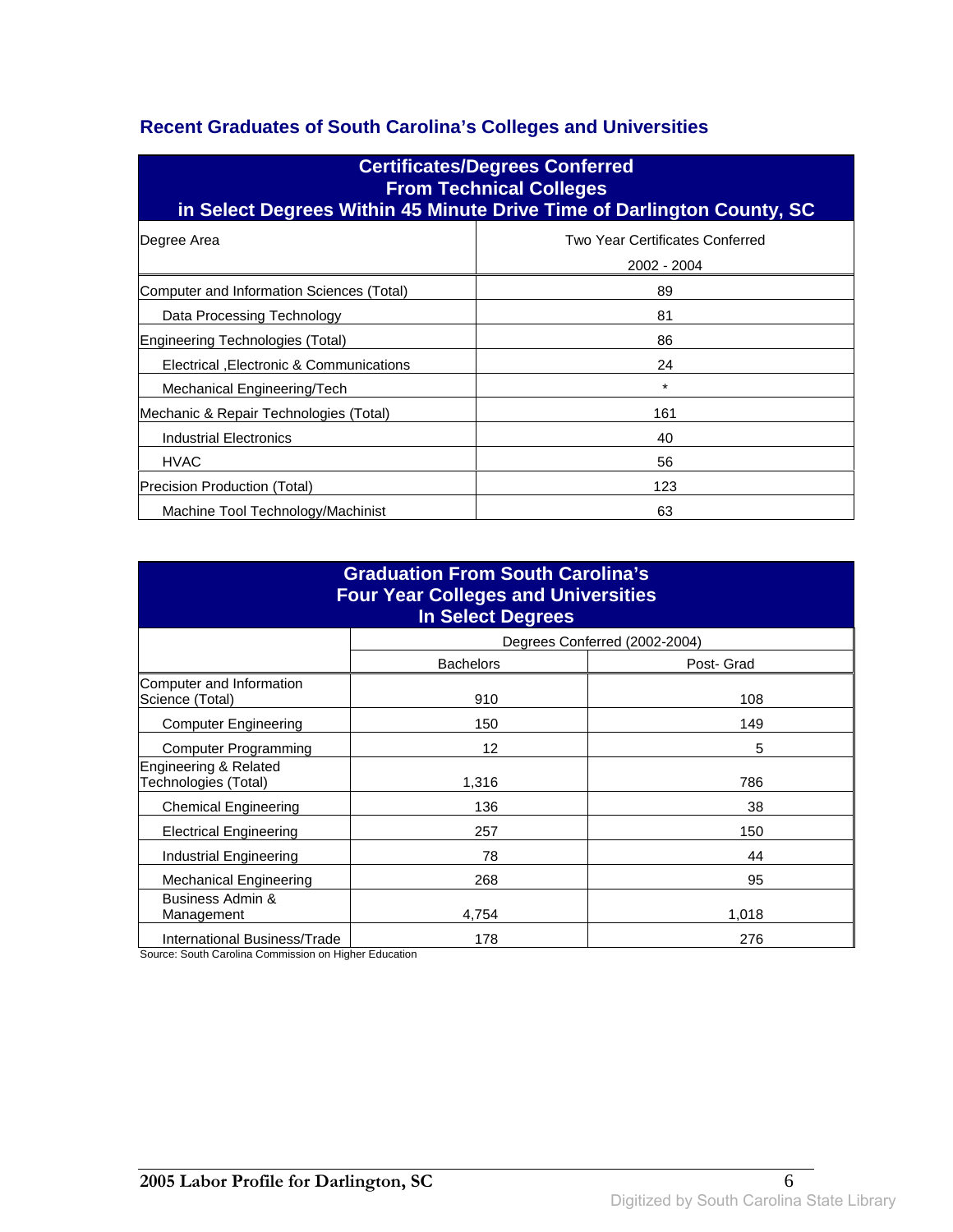## Recent Graduates of South Carolina's Colleges and Universities

| Certificates/Degrees Conferred From Technical Colleges in Select Degrees Within 45 Minute Drive Time of Darlington County, SC | |
|---|---|
| Degree Area | Two Year Certificates Conferred 2002 - 2004 |
| Computer and Information Sciences (Total) | 89 |
| Data Processing Technology | 81 |
| Engineering Technologies (Total) | 86 |
| Electrical ,Electronic & Communications | 24 |
| Mechanical Engineering/Tech | * |
| Mechanic & Repair Technologies (Total) | 161 |
| Industrial Electronics | 40 |
| HVAC | 56 |
| Precision Production (Total) | 123 |
| Machine Tool Technology/Machinist | 63 |

| Graduation From South Carolina's Four Year Colleges and Universities In Select Degrees | | |
|---|---|---|
| | Degrees Conferred (2002-2004) | |
| | Bachelors | Post- Grad |
| Computer and Information Science (Total) | 910 | 108 |
| Computer Engineering | 150 | 149 |
| Computer Programming | 12 | 5 |
| Engineering & Related Technologies (Total) | 1,316 | 786 |
| Chemical Engineering | 136 | 38 |
| Electrical Engineering | 257 | 150 |
| Industrial Engineering | 78 | 44 |
| Mechanical Engineering | 268 | 95 |
| Business Admin & Management | 4,754 | 1,018 |
| International Business/Trade | 178 | 276 |

Source: South Carolina Commission on Higher Education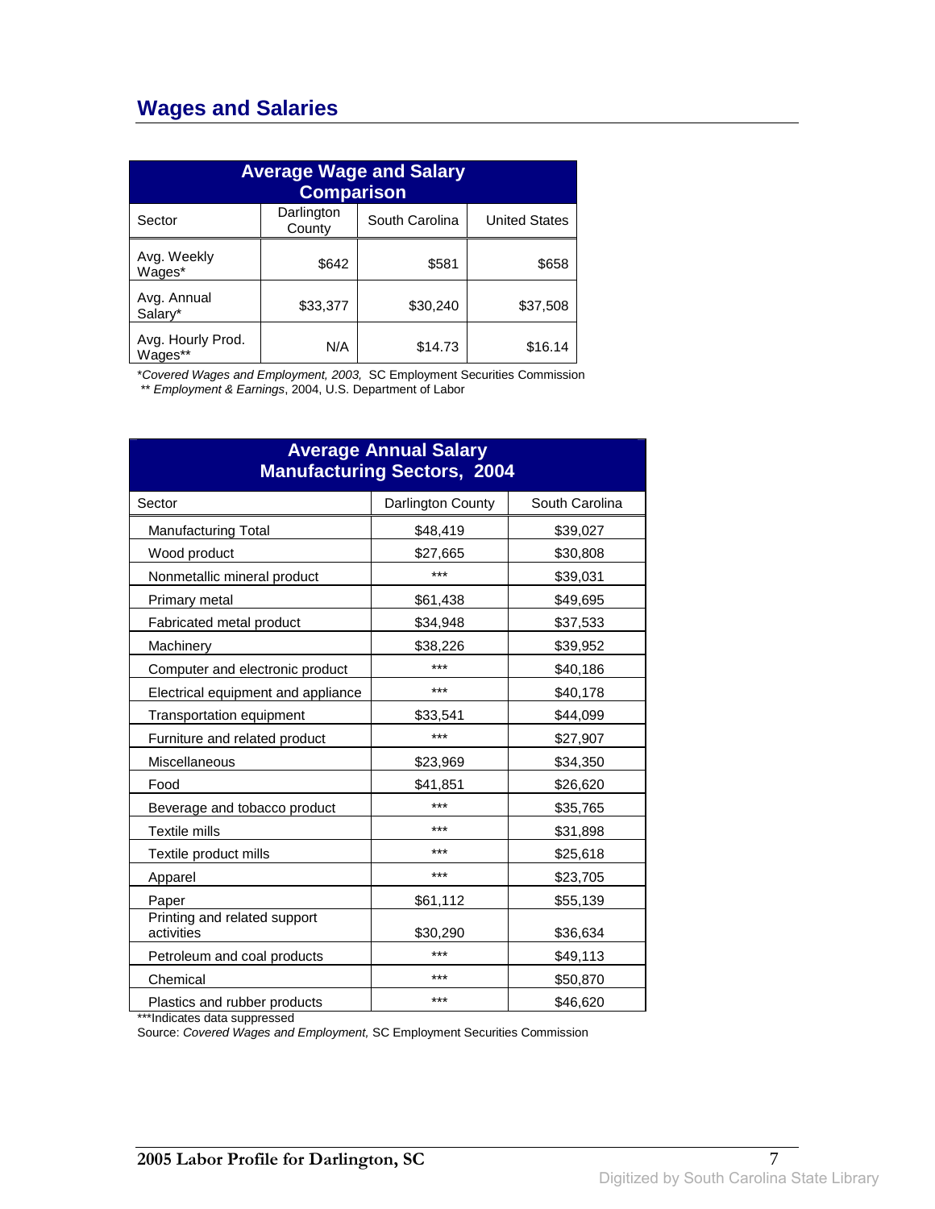## Wages and Salaries

| Average Wage and Salary Comparison | | | |
|---|---|---|---|
| Sector | Darlington County | South Carolina | United States |
| Avg. Weekly Wages* | $642 | $581 | $658 |
| Avg. Annual Salary* | $33,377 | $30,240 | $37,508 |
| Avg. Hourly Prod. Wages** | N/A | $14.73 | $16.14 |

*\*Covered Wages and Employment, 2003,* SC Employment Securities Commission
*\*\* Employment & Earnings*, 2004, U.S. Department of Labor

| Average Annual Salary Manufacturing Sectors, 2004 | | |
|---|---|---|
| Sector | Darlington County | South Carolina |
| Manufacturing Total | $48,419 | $39,027 |
| Wood product | $27,665 | $30,808 |
| Nonmetallic mineral product | *** | $39,031 |
| Primary metal | $61,438 | $49,695 |
| Fabricated metal product | $34,948 | $37,533 |
| Machinery | $38,226 | $39,952 |
| Computer and electronic product | *** | $40,186 |
| Electrical equipment and appliance | *** | $40,178 |
| Transportation equipment | $33,541 | $44,099 |
| Furniture and related product | *** | $27,907 |
| Miscellaneous | $23,969 | $34,350 |
| Food | $41,851 | $26,620 |
| Beverage and tobacco product | *** | $35,765 |
| Textile mills | *** | $31,898 |
| Textile product mills | *** | $25,618 |
| Apparel | *** | $23,705 |
| Paper | $61,112 | $55,139 |
| Printing and related support activities | $30,290 | $36,634 |
| Petroleum and coal products | *** | $49,113 |
| Chemical | *** | $50,870 |
| Plastics and rubber products | *** | $46,620 |

***Indicates data suppressed
Source: *Covered Wages and Employment,* SC Employment Securities Commission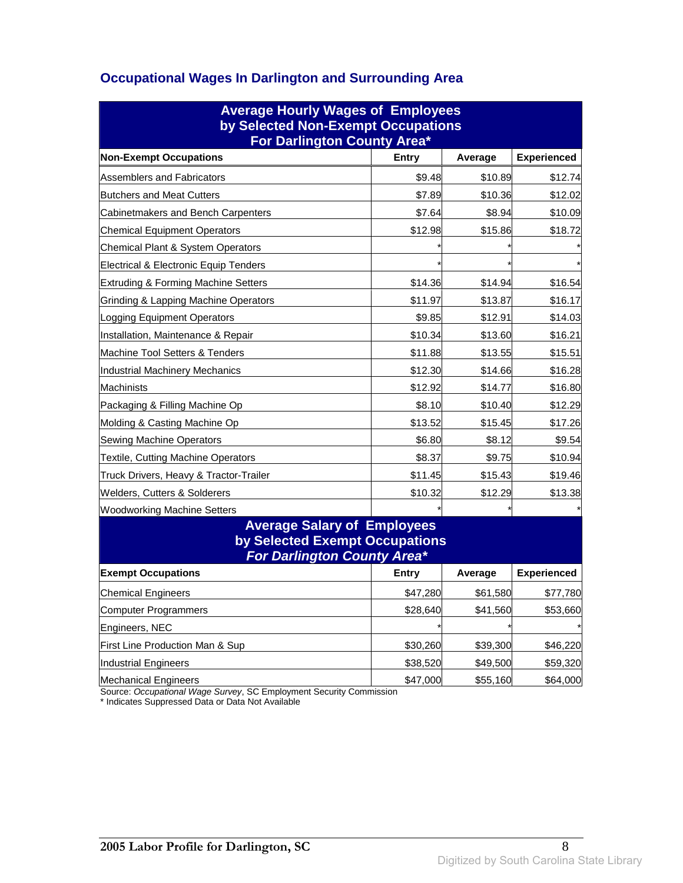## Occupational Wages In Darlington and Surrounding Area

| Average Hourly Wages of Employees by Selected Non-Exempt Occupations *For Darlington County Area** | | | |
|---|---|---|---|
| **Non-Exempt Occupations** | **Entry** | **Average** | **Experienced** |
| Assemblers and Fabricators | $9.48 | $10.89 | $12.74 |
| Butchers and Meat Cutters | $7.89 | $10.36 | $12.02 |
| Cabinetmakers and Bench Carpenters | $7.64 | $8.94 | $10.09 |
| Chemical Equipment Operators | $12.98 | $15.86 | $18.72 |
| Chemical Plant & System Operators | * | * | * |
| Electrical & Electronic Equip Tenders | * | * | * |
| Extruding & Forming Machine Setters | $14.36 | $14.94 | $16.54 |
| Grinding & Lapping Machine Operators | $11.97 | $13.87 | $16.17 |
| Logging Equipment Operators | $9.85 | $12.91 | $14.03 |
| Installation, Maintenance & Repair | $10.34 | $13.60 | $16.21 |
| Machine Tool Setters & Tenders | $11.88 | $13.55 | $15.51 |
| Industrial Machinery Mechanics | $12.30 | $14.66 | $16.28 |
| Machinists | $12.92 | $14.77 | $16.80 |
| Packaging & Filling Machine Op | $8.10 | $10.40 | $12.29 |
| Molding & Casting Machine Op | $13.52 | $15.45 | $17.26 |
| Sewing Machine Operators | $6.80 | $8.12 | $9.54 |
| Textile, Cutting Machine Operators | $8.37 | $9.75 | $10.94 |
| Truck Drivers, Heavy & Tractor-Trailer | $11.45 | $15.43 | $19.46 |
| Welders, Cutters & Solderers | $10.32 | $12.29 | $13.38 |
| Woodworking Machine Setters | * | * | * |

| Average Salary of Employees by Selected Exempt Occupations *For Darlington County Area** | | | |
|---|---|---|---|
| **Exempt Occupations** | **Entry** | **Average** | **Experienced** |
| Chemical Engineers | $47,280 | $61,580 | $77,780 |
| Computer Programmers | $28,640 | $41,560 | $53,660 |
| Engineers, NEC | * | * | * |
| First Line Production Man & Sup | $30,260 | $39,300 | $46,220 |
| Industrial Engineers | $38,520 | $49,500 | $59,320 |
| Mechanical Engineers | $47,000 | $55,160 | $64,000 |

Source: *Occupational Wage Survey*, SC Employment Security Commission
* Indicates Suppressed Data or Data Not Available